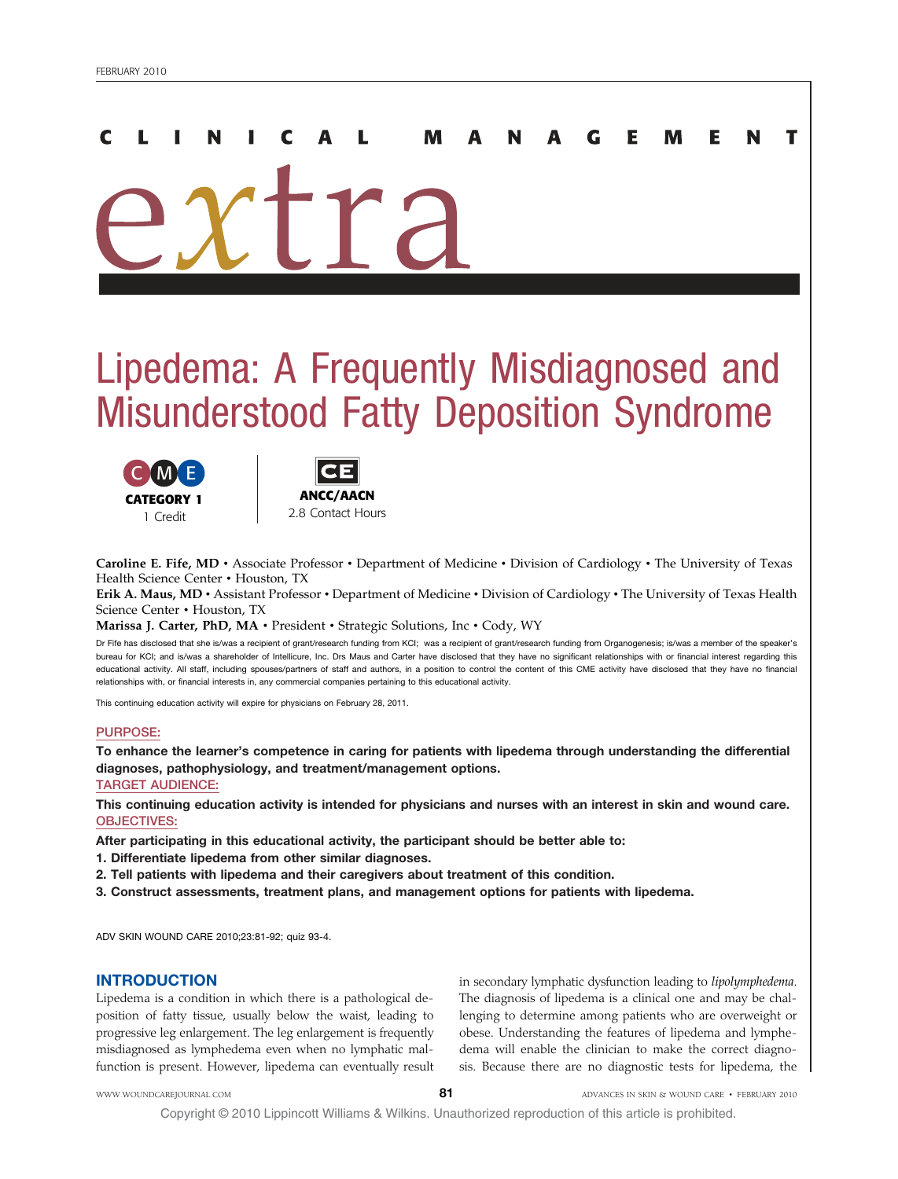FEBRUARY 2010

CLINICAL MANAGEMENT

extra

# Lipedema: A Frequently Misdiagnosed and Misunderstood Fatty Deposition Syndrome

CME
CATEGORY 1
1 Credit

CE
ANCC/AACN
2.8 Contact Hours

**Caroline E. Fife, MD** • Associate Professor • Department of Medicine • Division of Cardiology • The University of Texas Health Science Center • Houston, TX

**Erik A. Maus, MD** • Assistant Professor • Department of Medicine • Division of Cardiology • The University of Texas Health Science Center • Houston, TX

**Marissa J. Carter, PhD, MA** • President • Strategic Solutions, Inc • Cody, WY

Dr Fife has disclosed that she is/was a recipient of grant/research funding from KCI; was a recipient of grant/research funding from Organogenesis; is/was a member of the speaker's bureau for KCI; and is/was a shareholder of Intellicure, Inc. Drs Maus and Carter have disclosed that they have no significant relationships with or financial interest regarding this educational activity. All staff, including spouses/partners of staff and authors, in a position to control the content of this CME activity have disclosed that they have no financial relationships with, or financial interests in, any commercial companies pertaining to this educational activity.

This continuing education activity will expire for physicians on February 28, 2011.

PURPOSE:

**To enhance the learner's competence in caring for patients with lipedema through understanding the differential diagnoses, pathophysiology, and treatment/management options.**

TARGET AUDIENCE:

**This continuing education activity is intended for physicians and nurses with an interest in skin and wound care.**

OBJECTIVES:

**After participating in this educational activity, the participant should be better able to:**

1. **Differentiate lipedema from other similar diagnoses.**
2. **Tell patients with lipedema and their caregivers about treatment of this condition.**
3. **Construct assessments, treatment plans, and management options for patients with lipedema.**

ADV SKIN WOUND CARE 2010;23:81-92; quiz 93-4.

## INTRODUCTION

Lipedema is a condition in which there is a pathological deposition of fatty tissue, usually below the waist, leading to progressive leg enlargement. The leg enlargement is frequently misdiagnosed as lymphedema even when no lymphatic malfunction is present. However, lipedema can eventually result in secondary lymphatic dysfunction leading to *lipolymphedema*. The diagnosis of lipedema is a clinical one and may be challenging to determine among patients who are overweight or obese. Understanding the features of lipedema and lymphedema will enable the clinician to make the correct diagnosis. Because there are no diagnostic tests for lipedema, the

Copyright © 2010 Lippincott Williams & Wilkins. Unauthorized reproduction of this article is prohibited.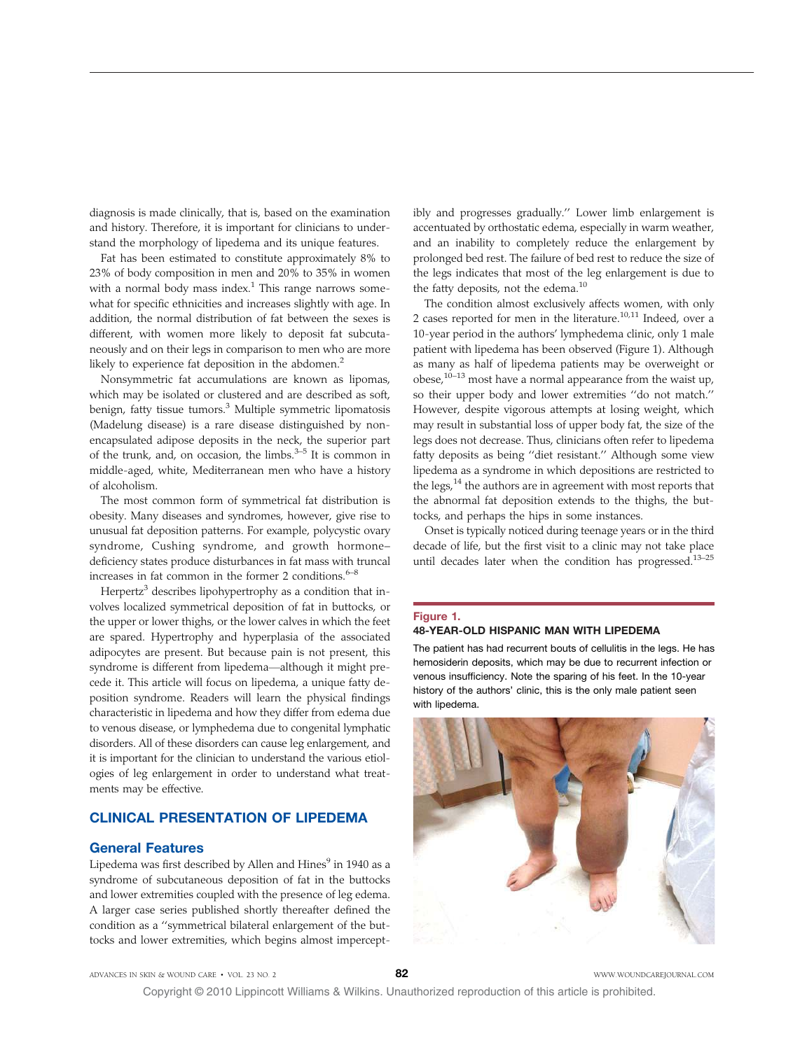diagnosis is made clinically, that is, based on the examination and history. Therefore, it is important for clinicians to understand the morphology of lipedema and its unique features.

Fat has been estimated to constitute approximately 8% to 23% of body composition in men and 20% to 35% in women with a normal body mass index.[1] This range narrows somewhat for specific ethnicities and increases slightly with age. In addition, the normal distribution of fat between the sexes is different, with women more likely to deposit fat subcutaneously and on their legs in comparison to men who are more likely to experience fat deposition in the abdomen.[2]

Nonsymmetric fat accumulations are known as lipomas, which may be isolated or clustered and are described as soft, benign, fatty tissue tumors.[3] Multiple symmetric lipomatosis (Madelung disease) is a rare disease distinguished by nonencapsulated adipose deposits in the neck, the superior part of the trunk, and, on occasion, the limbs.[3–5] It is common in middle-aged, white, Mediterranean men who have a history of alcoholism.

The most common form of symmetrical fat distribution is obesity. Many diseases and syndromes, however, give rise to unusual fat deposition patterns. For example, polycystic ovary syndrome, Cushing syndrome, and growth hormone–deficiency states produce disturbances in fat mass with truncal increases in fat common in the former 2 conditions.[6–8]

Herpertz[3] describes lipohypertrophy as a condition that involves localized symmetrical deposition of fat in buttocks, or the upper or lower thighs, or the lower calves in which the feet are spared. Hypertrophy and hyperplasia of the associated adipocytes are present. But because pain is not present, this syndrome is different from lipedema—although it might precede it. This article will focus on lipedema, a unique fatty deposition syndrome. Readers will learn the physical findings characteristic in lipedema and how they differ from edema due to venous disease, or lymphedema due to congenital lymphatic disorders. All of these disorders can cause leg enlargement, and it is important for the clinician to understand the various etiologies of leg enlargement in order to understand what treatments may be effective.

## CLINICAL PRESENTATION OF LIPEDEMA

### General Features

Lipedema was first described by Allen and Hines[9] in 1940 as a syndrome of subcutaneous deposition of fat in the buttocks and lower extremities coupled with the presence of leg edema. A larger case series published shortly thereafter defined the condition as a "symmetrical bilateral enlargement of the buttocks and lower extremities, which begins almost imperceptibly and progresses gradually." Lower limb enlargement is accentuated by orthostatic edema, especially in warm weather, and an inability to completely reduce the enlargement by prolonged bed rest. The failure of bed rest to reduce the size of the legs indicates that most of the leg enlargement is due to the fatty deposits, not the edema.[10]

The condition almost exclusively affects women, with only 2 cases reported for men in the literature.[10,11] Indeed, over a 10-year period in the authors' lymphedema clinic, only 1 male patient with lipedema has been observed (Figure 1). Although as many as half of lipedema patients may be overweight or obese,[10–13] most have a normal appearance from the waist up, so their upper body and lower extremities "do not match." However, despite vigorous attempts at losing weight, which may result in substantial loss of upper body fat, the size of the legs does not decrease. Thus, clinicians often refer to lipedema fatty deposits as being "diet resistant." Although some view lipedema as a syndrome in which depositions are restricted to the legs,[14] the authors are in agreement with most reports that the abnormal fat deposition extends to the thighs, the buttocks, and perhaps the hips in some instances.

Onset is typically noticed during teenage years or in the third decade of life, but the first visit to a clinic may not take place until decades later when the condition has progressed.[13–25]

**Figure 1.**
**48-YEAR-OLD HISPANIC MAN WITH LIPEDEMA**

The patient has had recurrent bouts of cellulitis in the legs. He has hemosiderin deposits, which may be due to recurrent infection or venous insufficiency. Note the sparing of his feet. In the 10-year history of the authors' clinic, this is the only male patient seen with lipedema.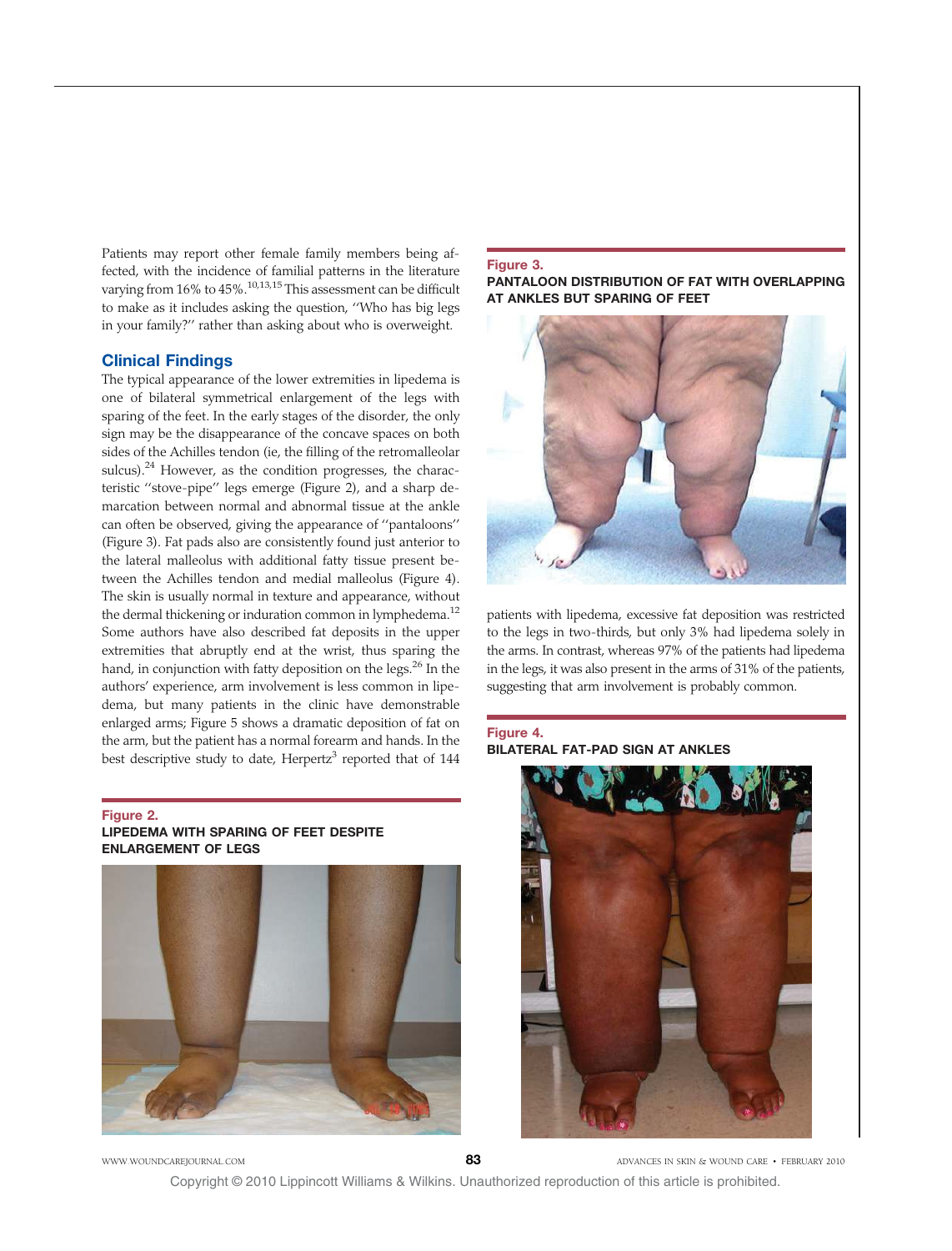Patients may report other female family members being affected, with the incidence of familial patterns in the literature varying from 16% to 45%.[10,13,15] This assessment can be difficult to make as it includes asking the question, ''Who has big legs in your family?'' rather than asking about who is overweight.

## Clinical Findings

The typical appearance of the lower extremities in lipedema is one of bilateral symmetrical enlargement of the legs with sparing of the feet. In the early stages of the disorder, the only sign may be the disappearance of the concave spaces on both sides of the Achilles tendon (ie, the filling of the retromalleolar sulcus).[24] However, as the condition progresses, the characteristic ''stove-pipe'' legs emerge (Figure 2), and a sharp demarcation between normal and abnormal tissue at the ankle can often be observed, giving the appearance of ''pantaloons'' (Figure 3). Fat pads also are consistently found just anterior to the lateral malleolus with additional fatty tissue present between the Achilles tendon and medial malleolus (Figure 4). The skin is usually normal in texture and appearance, without the dermal thickening or induration common in lymphedema.[12] Some authors have also described fat deposits in the upper extremities that abruptly end at the wrist, thus sparing the hand, in conjunction with fatty deposition on the legs.[26] In the authors' experience, arm involvement is less common in lipedema, but many patients in the clinic have demonstrable enlarged arms; Figure 5 shows a dramatic deposition of fat on the arm, but the patient has a normal forearm and hands. In the best descriptive study to date, Herpertz[3] reported that of 144 patients with lipedema, excessive fat deposition was restricted to the legs in two-thirds, but only 3% had lipedema solely in the arms. In contrast, whereas 97% of the patients had lipedema in the legs, it was also present in the arms of 31% of the patients, suggesting that arm involvement is probably common.

**Figure 2.**
**LIPEDEMA WITH SPARING OF FEET DESPITE ENLARGEMENT OF LEGS**

**Figure 3.**
**PANTALOON DISTRIBUTION OF FAT WITH OVERLAPPING AT ANKLES BUT SPARING OF FEET**

**Figure 4.**
**BILATERAL FAT-PAD SIGN AT ANKLES**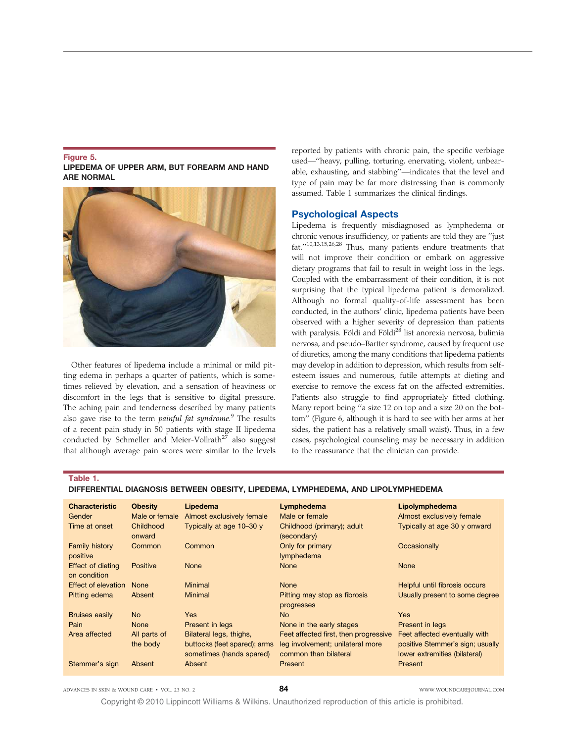**Figure 5.**
**LIPEDEMA OF UPPER ARM, BUT FOREARM AND HAND ARE NORMAL**

Other features of lipedema include a minimal or mild pitting edema in perhaps a quarter of patients, which is sometimes relieved by elevation, and a sensation of heaviness or discomfort in the legs that is sensitive to digital pressure. The aching pain and tenderness described by many patients also gave rise to the term *painful fat syndrome*.[9] The results of a recent pain study in 50 patients with stage II lipedema conducted by Schmeller and Meier-Vollrath[27] also suggest that although average pain scores were similar to the levels reported by patients with chronic pain, the specific verbiage used—''heavy, pulling, torturing, enervating, violent, unbearable, exhausting, and stabbing''—indicates that the level and type of pain may be far more distressing than is commonly assumed. Table 1 summarizes the clinical findings.

## Psychological Aspects

Lipedema is frequently misdiagnosed as lymphedema or chronic venous insufficiency, or patients are told they are ''just fat.''[10,13,15,26,28] Thus, many patients endure treatments that will not improve their condition or embark on aggressive dietary programs that fail to result in weight loss in the legs. Coupled with the embarrassment of their condition, it is not surprising that the typical lipedema patient is demoralized. Although no formal quality-of-life assessment has been conducted, in the authors' clinic, lipedema patients have been observed with a higher severity of depression than patients with paralysis. Földi and Földi[28] list anorexia nervosa, bulimia nervosa, and pseudo–Bartter syndrome, caused by frequent use of diuretics, among the many conditions that lipedema patients may develop in addition to depression, which results from self-esteem issues and numerous, futile attempts at dieting and exercise to remove the excess fat on the affected extremities. Patients also struggle to find appropriately fitted clothing. Many report being ''a size 12 on top and a size 20 on the bottom'' (Figure 6, although it is hard to see with her arms at her sides, the patient has a relatively small waist). Thus, in a few cases, psychological counseling may be necessary in addition to the reassurance that the clinician can provide.

**Table 1.**
**DIFFERENTIAL DIAGNOSIS BETWEEN OBESITY, LIPEDEMA, LYMPHEDEMA, AND LIPOLYMPHEDEMA**

| Characteristic | Obesity | Lipedema | Lymphedema | Lipolymphedema |
|---|---|---|---|---|
| Gender | Male or female | Almost exclusively female | Male or female | Almost exclusively female |
| Time at onset | Childhood onward | Typically at age 10–30 y | Childhood (primary); adult (secondary) | Typically at age 30 y onward |
| Family history positive | Common | Common | Only for primary lymphedema | Occasionally |
| Effect of dieting on condition | Positive | None | None | None |
| Effect of elevation | None | Minimal | None | Helpful until fibrosis occurs |
| Pitting edema | Absent | Minimal | Pitting may stop as fibrosis progresses | Usually present to some degree |
| Bruises easily | No | Yes | No | Yes |
| Pain | None | Present in legs | None in the early stages | Present in legs |
| Area affected | All parts of the body | Bilateral legs, thighs, buttocks (feet spared); arms sometimes (hands spared) | Feet affected first, then progressive leg involvement; unilateral more common than bilateral | Feet affected eventually with positive Stemmer's sign; usually lower extremities (bilateral) |
| Stemmer's sign | Absent | Absent | Present | Present |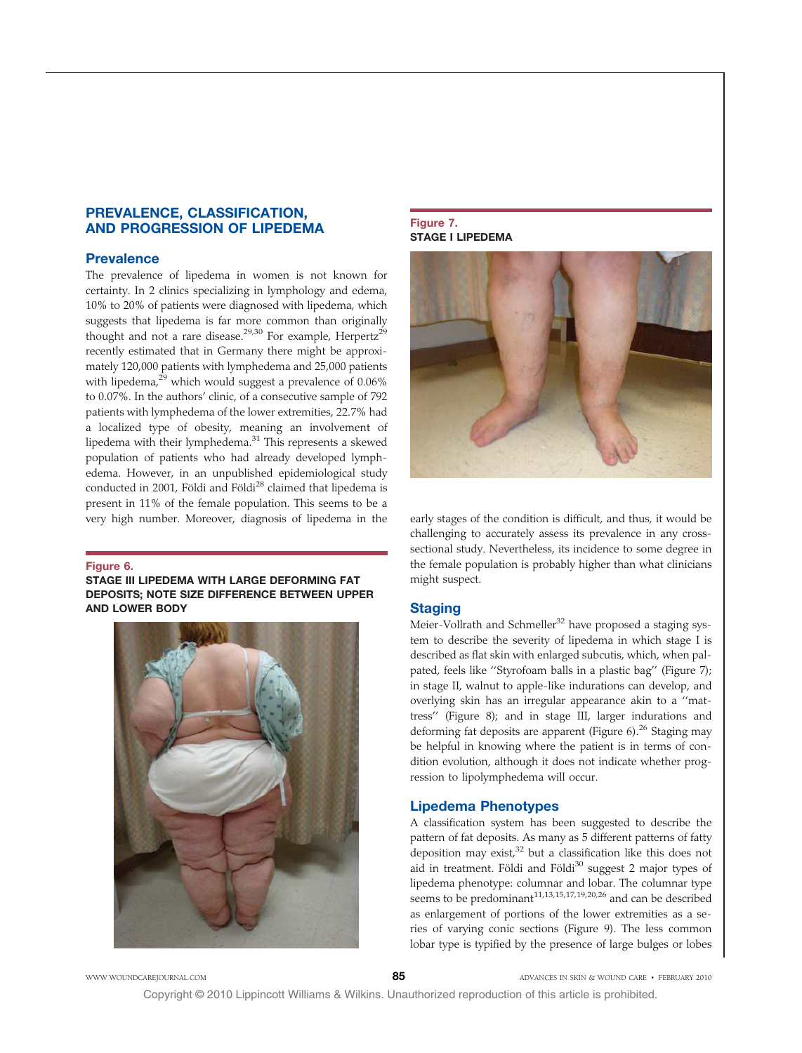## PREVALENCE, CLASSIFICATION, AND PROGRESSION OF LIPEDEMA

### Prevalence

The prevalence of lipedema in women is not known for certainty. In 2 clinics specializing in lymphology and edema, 10% to 20% of patients were diagnosed with lipedema, which suggests that lipedema is far more common than originally thought and not a rare disease.[29,30] For example, Herpertz[29] recently estimated that in Germany there might be approximately 120,000 patients with lymphedema and 25,000 patients with lipedema,[29] which would suggest a prevalence of 0.06% to 0.07%. In the authors' clinic, of a consecutive sample of 792 patients with lymphedema of the lower extremities, 22.7% had a localized type of obesity, meaning an involvement of lipedema with their lymphedema.[31] This represents a skewed population of patients who had already developed lymphedema. However, in an unpublished epidemiological study conducted in 2001, Földi and Földi[28] claimed that lipedema is present in 11% of the female population. This seems to be a very high number. Moreover, diagnosis of lipedema in the early stages of the condition is difficult, and thus, it would be challenging to accurately assess its prevalence in any cross-sectional study. Nevertheless, its incidence to some degree in the female population is probably higher than what clinicians might suspect.

**Figure 6.**
**STAGE III LIPEDEMA WITH LARGE DEFORMING FAT DEPOSITS; NOTE SIZE DIFFERENCE BETWEEN UPPER AND LOWER BODY**

**Figure 7.**
**STAGE I LIPEDEMA**

### Staging

Meier-Vollrath and Schmeller[32] have proposed a staging system to describe the severity of lipedema in which stage I is described as flat skin with enlarged subcutis, which, when palpated, feels like ''Styrofoam balls in a plastic bag'' (Figure 7); in stage II, walnut to apple-like indurations can develop, and overlying skin has an irregular appearance akin to a ''mattress'' (Figure 8); and in stage III, larger indurations and deforming fat deposits are apparent (Figure 6).[26] Staging may be helpful in knowing where the patient is in terms of condition evolution, although it does not indicate whether progression to lipolymphedema will occur.

### Lipedema Phenotypes

A classification system has been suggested to describe the pattern of fat deposits. As many as 5 different patterns of fatty deposition may exist,[32] but a classification like this does not aid in treatment. Földi and Földi[30] suggest 2 major types of lipedema phenotype: columnar and lobar. The columnar type seems to be predominant[11,13,15,17,19,20,26] and can be described as enlargement of portions of the lower extremities as a series of varying conic sections (Figure 9). The less common lobar type is typified by the presence of large bulges or lobes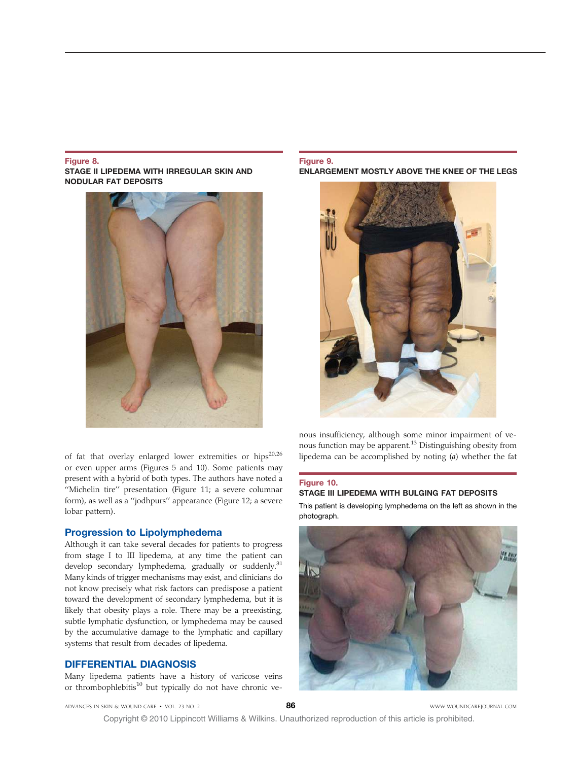**Figure 8.**
**STAGE II LIPEDEMA WITH IRREGULAR SKIN AND NODULAR FAT DEPOSITS**

**Figure 9.**
**ENLARGEMENT MOSTLY ABOVE THE KNEE OF THE LEGS**

of fat that overlay enlarged lower extremities or hips[20,26] or even upper arms (Figures 5 and 10). Some patients may present with a hybrid of both types. The authors have noted a ''Michelin tire'' presentation (Figure 11; a severe columnar form), as well as a ''jodhpurs'' appearance (Figure 12; a severe lobar pattern).

## Progression to Lipolymphedema

Although it can take several decades for patients to progress from stage I to III lipedema, at any time the patient can develop secondary lymphedema, gradually or suddenly.[31] Many kinds of trigger mechanisms may exist, and clinicians do not know precisely what risk factors can predispose a patient toward the development of secondary lymphedema, but it is likely that obesity plays a role. There may be a preexisting, subtle lymphatic dysfunction, or lymphedema may be caused by the accumulative damage to the lymphatic and capillary systems that result from decades of lipedema.

## DIFFERENTIAL DIAGNOSIS

Many lipedema patients have a history of varicose veins or thrombophlebitis[10] but typically do not have chronic venous insufficiency, although some minor impairment of venous function may be apparent.[13] Distinguishing obesity from lipedema can be accomplished by noting (*a*) whether the fat

**Figure 10.**
**STAGE III LIPEDEMA WITH BULGING FAT DEPOSITS**

This patient is developing lymphedema on the left as shown in the photograph.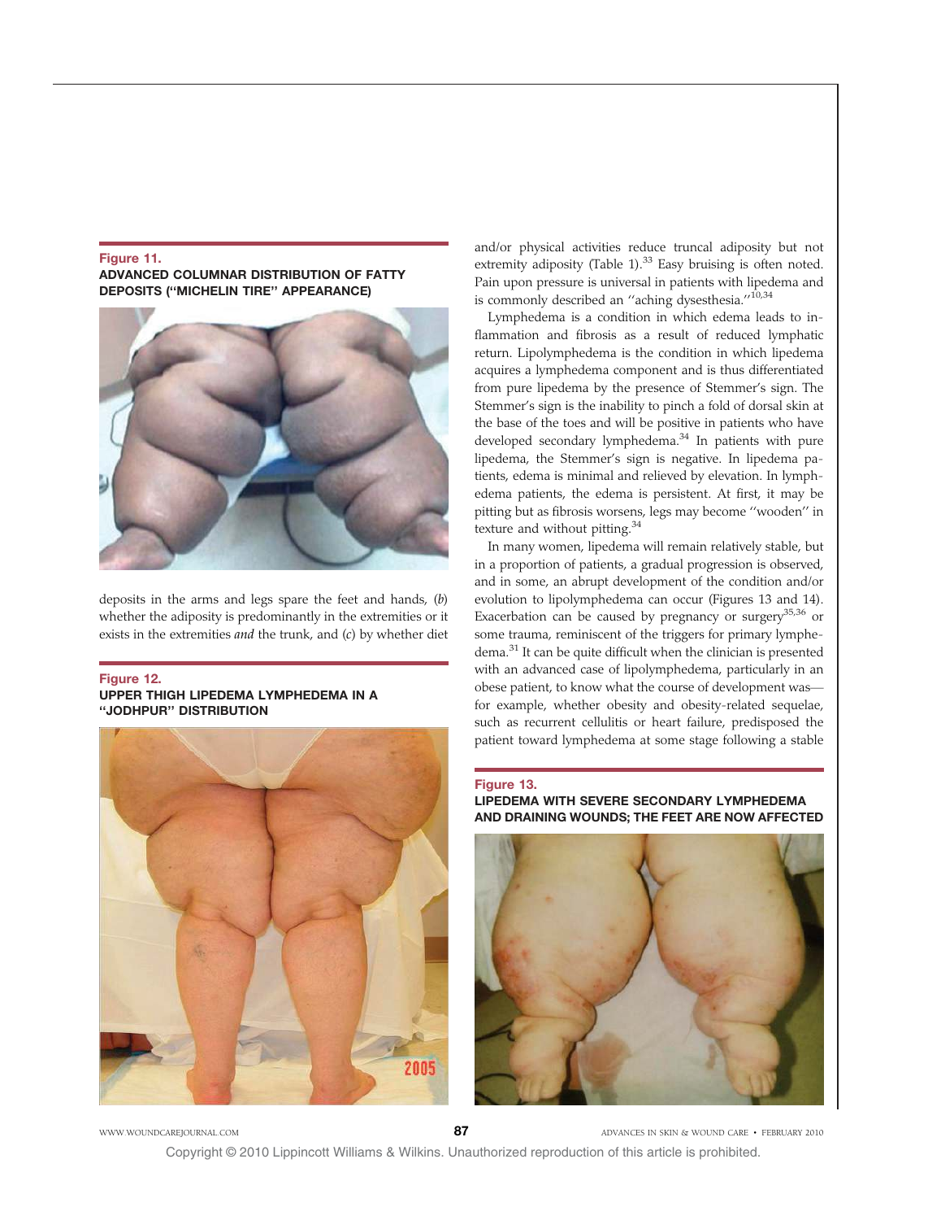**Figure 11.**
**ADVANCED COLUMNAR DISTRIBUTION OF FATTY DEPOSITS ("MICHELIN TIRE" APPEARANCE)**

deposits in the arms and legs spare the feet and hands, (*b*) whether the adiposity is predominantly in the extremities or it exists in the extremities *and* the trunk, and (*c*) by whether diet and/or physical activities reduce truncal adiposity but not extremity adiposity (Table 1).[33] Easy bruising is often noted. Pain upon pressure is universal in patients with lipedema and is commonly described an "aching dysesthesia."[10,34]

**Figure 12.**
**UPPER THIGH LIPEDEMA LYMPHEDEMA IN A "JODHPUR" DISTRIBUTION**

Lymphedema is a condition in which edema leads to inflammation and fibrosis as a result of reduced lymphatic return. Lipolymphedema is the condition in which lipedema acquires a lymphedema component and is thus differentiated from pure lipedema by the presence of Stemmer's sign. The Stemmer's sign is the inability to pinch a fold of dorsal skin at the base of the toes and will be positive in patients who have developed secondary lymphedema.[34] In patients with pure lipedema, the Stemmer's sign is negative. In lipedema patients, edema is minimal and relieved by elevation. In lymphedema patients, the edema is persistent. At first, it may be pitting but as fibrosis worsens, legs may become "wooden" in texture and without pitting.[34]

In many women, lipedema will remain relatively stable, but in a proportion of patients, a gradual progression is observed, and in some, an abrupt development of the condition and/or evolution to lipolymphedema can occur (Figures 13 and 14). Exacerbation can be caused by pregnancy or surgery[35,36] or some trauma, reminiscent of the triggers for primary lymphedema.[31] It can be quite difficult when the clinician is presented with an advanced case of lipolymphedema, particularly in an obese patient, to know what the course of development was—for example, whether obesity and obesity-related sequelae, such as recurrent cellulitis or heart failure, predisposed the patient toward lymphedema at some stage following a stable

**Figure 13.**
**LIPEDEMA WITH SEVERE SECONDARY LYMPHEDEMA AND DRAINING WOUNDS; THE FEET ARE NOW AFFECTED**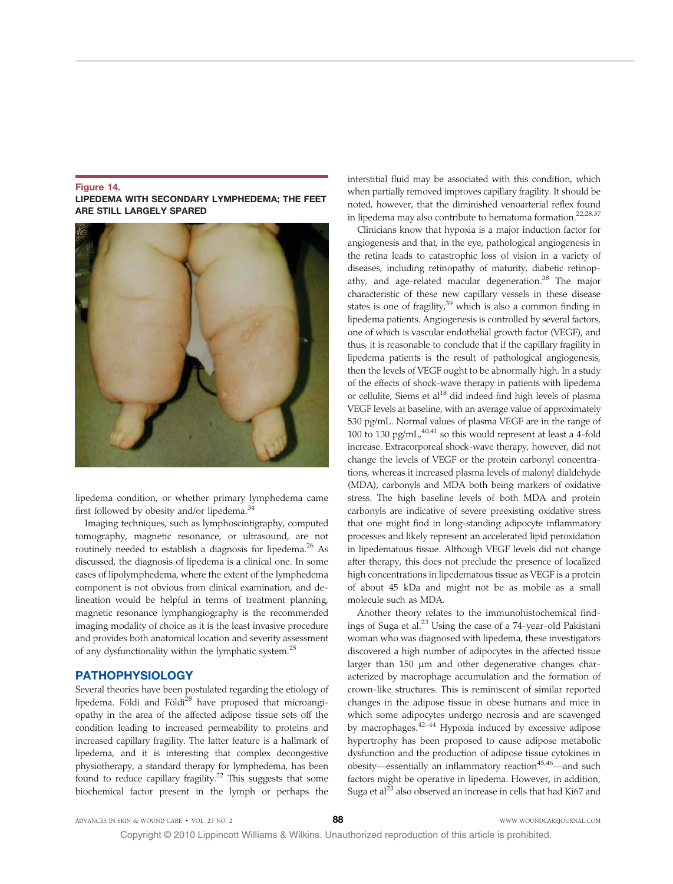**Figure 14.**
**LIPEDEMA WITH SECONDARY LYMPHEDEMA; THE FEET ARE STILL LARGELY SPARED**

lipedema condition, or whether primary lymphedema came first followed by obesity and/or lipedema.[34]

Imaging techniques, such as lymphoscintigraphy, computed tomography, magnetic resonance, or ultrasound, are not routinely needed to establish a diagnosis for lipedema.[26] As discussed, the diagnosis of lipedema is a clinical one. In some cases of lipolymphedema, where the extent of the lymphedema component is not obvious from clinical examination, and delineation would be helpful in terms of treatment planning, magnetic resonance lymphangiography is the recommended imaging modality of choice as it is the least invasive procedure and provides both anatomical location and severity assessment of any dysfunctionality within the lymphatic system.[25]

## PATHOPHYSIOLOGY

Several theories have been postulated regarding the etiology of lipedema. Földi and Földi[28] have proposed that microangiopathy in the area of the affected adipose tissue sets off the condition leading to increased permeability to proteins and increased capillary fragility. The latter feature is a hallmark of lipedema, and it is interesting that complex decongestive physiotherapy, a standard therapy for lymphedema, has been found to reduce capillary fragility.[22] This suggests that some biochemical factor present in the lymph or perhaps the interstitial fluid may be associated with this condition, which when partially removed improves capillary fragility. It should be noted, however, that the diminished venoarterial reflex found in lipedema may also contribute to hematoma formation.[22,28,37]

Clinicians know that hypoxia is a major induction factor for angiogenesis and that, in the eye, pathological angiogenesis in the retina leads to catastrophic loss of vision in a variety of diseases, including retinopathy of maturity, diabetic retinopathy, and age-related macular degeneration.[38] The major characteristic of these new capillary vessels in these disease states is one of fragility,[39] which is also a common finding in lipedema patients. Angiogenesis is controlled by several factors, one of which is vascular endothelial growth factor (VEGF), and thus, it is reasonable to conclude that if the capillary fragility in lipedema patients is the result of pathological angiogenesis, then the levels of VEGF ought to be abnormally high. In a study of the effects of shock-wave therapy in patients with lipedema or cellulite, Siems et al[18] did indeed find high levels of plasma VEGF levels at baseline, with an average value of approximately 530 pg/mL. Normal values of plasma VEGF are in the range of 100 to 130 pg/mL,[40,41] so this would represent at least a 4-fold increase. Extracorporeal shock-wave therapy, however, did not change the levels of VEGF or the protein carbonyl concentrations, whereas it increased plasma levels of malonyl dialdehyde (MDA), carbonyls and MDA both being markers of oxidative stress. The high baseline levels of both MDA and protein carbonyls are indicative of severe preexisting oxidative stress that one might find in long-standing adipocyte inflammatory processes and likely represent an accelerated lipid peroxidation in lipedematous tissue. Although VEGF levels did not change after therapy, this does not preclude the presence of localized high concentrations in lipedematous tissue as VEGF is a protein of about 45 kDa and might not be as mobile as a small molecule such as MDA.

Another theory relates to the immunohistochemical findings of Suga et al.[23] Using the case of a 74-year-old Pakistani woman who was diagnosed with lipedema, these investigators discovered a high number of adipocytes in the affected tissue larger than 150 μm and other degenerative changes characterized by macrophage accumulation and the formation of crown-like structures. This is reminiscent of similar reported changes in the adipose tissue in obese humans and mice in which some adipocytes undergo necrosis and are scavenged by macrophages.[42–44] Hypoxia induced by excessive adipose hypertrophy has been proposed to cause adipose metabolic dysfunction and the production of adipose tissue cytokines in obesity—essentially an inflammatory reaction[45,46]—and such factors might be operative in lipedema. However, in addition, Suga et al[23] also observed an increase in cells that had Ki67 and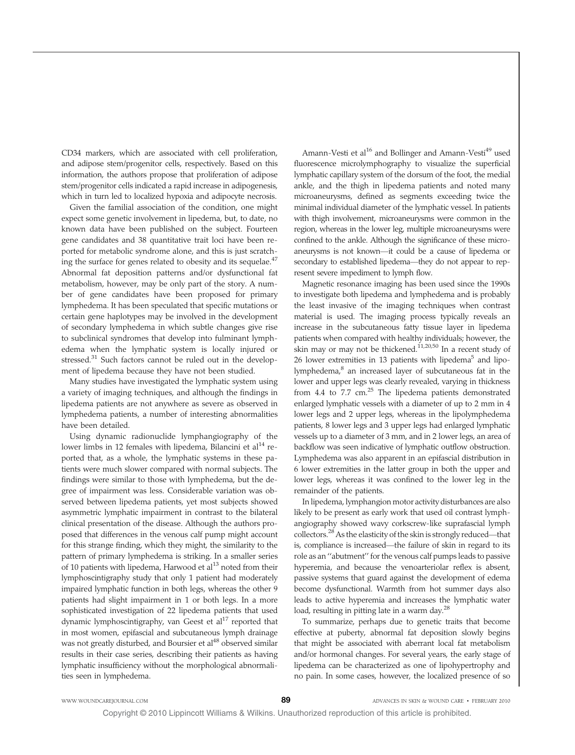CD34 markers, which are associated with cell proliferation, and adipose stem/progenitor cells, respectively. Based on this information, the authors propose that proliferation of adipose stem/progenitor cells indicated a rapid increase in adipogenesis, which in turn led to localized hypoxia and adipocyte necrosis.

Given the familial association of the condition, one might expect some genetic involvement in lipedema, but, to date, no known data have been published on the subject. Fourteen gene candidates and 38 quantitative trait loci have been reported for metabolic syndrome alone, and this is just scratching the surface for genes related to obesity and its sequelae.[47] Abnormal fat deposition patterns and/or dysfunctional fat metabolism, however, may be only part of the story. A number of gene candidates have been proposed for primary lymphedema. It has been speculated that specific mutations or certain gene haplotypes may be involved in the development of secondary lymphedema in which subtle changes give rise to subclinical syndromes that develop into fulminant lymphedema when the lymphatic system is locally injured or stressed.[31] Such factors cannot be ruled out in the development of lipedema because they have not been studied.

Many studies have investigated the lymphatic system using a variety of imaging techniques, and although the findings in lipedema patients are not anywhere as severe as observed in lymphedema patients, a number of interesting abnormalities have been detailed.

Using dynamic radionuclide lymphangiography of the lower limbs in 12 females with lipedema, Bilancini et al[14] reported that, as a whole, the lymphatic systems in these patients were much slower compared with normal subjects. The findings were similar to those with lymphedema, but the degree of impairment was less. Considerable variation was observed between lipedema patients, yet most subjects showed asymmetric lymphatic impairment in contrast to the bilateral clinical presentation of the disease. Although the authors proposed that differences in the venous calf pump might account for this strange finding, which they might, the similarity to the pattern of primary lymphedema is striking. In a smaller series of 10 patients with lipedema, Harwood et al[13] noted from their lymphoscintigraphy study that only 1 patient had moderately impaired lymphatic function in both legs, whereas the other 9 patients had slight impairment in 1 or both legs. In a more sophisticated investigation of 22 lipedema patients that used dynamic lymphoscintigraphy, van Geest et al[17] reported that in most women, epifascial and subcutaneous lymph drainage was not greatly disturbed, and Boursier et al[48] observed similar results in their case series, describing their patients as having lymphatic insufficiency without the morphological abnormalities seen in lymphedema.

Amann-Vesti et al[16] and Bollinger and Amann-Vesti[49] used fluorescence microlymphography to visualize the superficial lymphatic capillary system of the dorsum of the foot, the medial ankle, and the thigh in lipedema patients and noted many microaneurysms, defined as segments exceeding twice the minimal individual diameter of the lymphatic vessel. In patients with thigh involvement, microaneurysms were common in the region, whereas in the lower leg, multiple microaneurysms were confined to the ankle. Although the significance of these microaneurysms is not known—it could be a cause of lipedema or secondary to established lipedema—they do not appear to represent severe impediment to lymph flow.

Magnetic resonance imaging has been used since the 1990s to investigate both lipedema and lymphedema and is probably the least invasive of the imaging techniques when contrast material is used. The imaging process typically reveals an increase in the subcutaneous fatty tissue layer in lipedema patients when compared with healthy individuals; however, the skin may or may not be thickened.[11,20,50] In a recent study of 26 lower extremities in 13 patients with lipedema[5] and lipolymphedema,[8] an increased layer of subcutaneous fat in the lower and upper legs was clearly revealed, varying in thickness from 4.4 to 7.7 cm.[25] The lipedema patients demonstrated enlarged lymphatic vessels with a diameter of up to 2 mm in 4 lower legs and 2 upper legs, whereas in the lipolymphedema patients, 8 lower legs and 3 upper legs had enlarged lymphatic vessels up to a diameter of 3 mm, and in 2 lower legs, an area of backflow was seen indicative of lymphatic outflow obstruction. Lymphedema was also apparent in an epifascial distribution in 6 lower extremities in the latter group in both the upper and lower legs, whereas it was confined to the lower leg in the remainder of the patients.

In lipedema, lymphangion motor activity disturbances are also likely to be present as early work that used oil contrast lymphangiography showed wavy corkscrew-like suprafascial lymph collectors.[28] As the elasticity of the skin is strongly reduced—that is, compliance is increased—the failure of skin in regard to its role as an "abutment" for the venous calf pumps leads to passive hyperemia, and because the venoarteriolar reflex is absent, passive systems that guard against the development of edema become dysfunctional. Warmth from hot summer days also leads to active hyperemia and increases the lymphatic water load, resulting in pitting late in a warm day.[28]

To summarize, perhaps due to genetic traits that become effective at puberty, abnormal fat deposition slowly begins that might be associated with aberrant local fat metabolism and/or hormonal changes. For several years, the early stage of lipedema can be characterized as one of lipohypertrophy and no pain. In some cases, however, the localized presence of so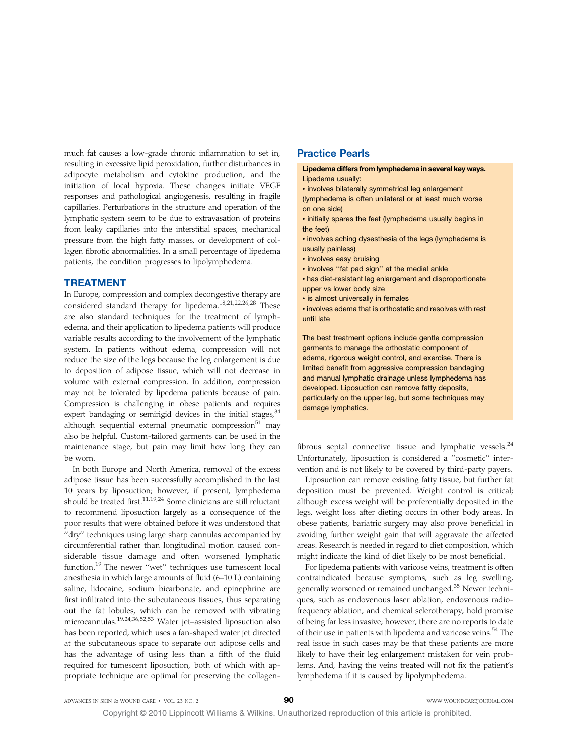much fat causes a low-grade chronic inflammation to set in, resulting in excessive lipid peroxidation, further disturbances in adipocyte metabolism and cytokine production, and the initiation of local hypoxia. These changes initiate VEGF responses and pathological angiogenesis, resulting in fragile capillaries. Perturbations in the structure and operation of the lymphatic system seem to be due to extravasation of proteins from leaky capillaries into the interstitial spaces, mechanical pressure from the high fatty masses, or development of collagen fibrotic abnormalities. In a small percentage of lipedema patients, the condition progresses to lipolymphedema.

## TREATMENT

In Europe, compression and complex decongestive therapy are considered standard therapy for lipedema.[18,21,22,26,28] These are also standard techniques for the treatment of lymphedema, and their application to lipedema patients will produce variable results according to the involvement of the lymphatic system. In patients without edema, compression will not reduce the size of the legs because the leg enlargement is due to deposition of adipose tissue, which will not decrease in volume with external compression. In addition, compression may not be tolerated by lipedema patients because of pain. Compression is challenging in obese patients and requires expert bandaging or semirigid devices in the initial stages,[34] although sequential external pneumatic compression[51] may also be helpful. Custom-tailored garments can be used in the maintenance stage, but pain may limit how long they can be worn.

In both Europe and North America, removal of the excess adipose tissue has been successfully accomplished in the last 10 years by liposuction; however, if present, lymphedema should be treated first.[11,19,24] Some clinicians are still reluctant to recommend liposuction largely as a consequence of the poor results that were obtained before it was understood that ''dry'' techniques using large sharp cannulas accompanied by circumferential rather than longitudinal motion caused considerable tissue damage and often worsened lymphatic function.[19] The newer ''wet'' techniques use tumescent local anesthesia in which large amounts of fluid (6–10 L) containing saline, lidocaine, sodium bicarbonate, and epinephrine are first infiltrated into the subcutaneous tissues, thus separating out the fat lobules, which can be removed with vibrating microcannulas.[19,24,36,52,53] Water jet–assisted liposuction also has been reported, which uses a fan-shaped water jet directed at the subcutaneous space to separate out adipose cells and has the advantage of using less than a fifth of the fluid required for tumescent liposuction, both of which with appropriate technique are optimal for preserving the collagen-fibrous septal connective tissue and lymphatic vessels.[24] Unfortunately, liposuction is considered a ''cosmetic'' intervention and is not likely to be covered by third-party payers.

Liposuction can remove existing fatty tissue, but further fat deposition must be prevented. Weight control is critical; although excess weight will be preferentially deposited in the legs, weight loss after dieting occurs in other body areas. In obese patients, bariatric surgery may also prove beneficial in avoiding further weight gain that will aggravate the affected areas. Research is needed in regard to diet composition, which might indicate the kind of diet likely to be most beneficial.

For lipedema patients with varicose veins, treatment is often contraindicated because symptoms, such as leg swelling, generally worsened or remained unchanged.[35] Newer techniques, such as endovenous laser ablation, endovenous radiofrequency ablation, and chemical sclerotherapy, hold promise of being far less invasive; however, there are no reports to date of their use in patients with lipedema and varicose veins.[54] The real issue in such cases may be that these patients are more likely to have their leg enlargement mistaken for vein problems. And, having the veins treated will not fix the patient's lymphedema if it is caused by lipolymphedema.

## Practice Pearls

**Lipedema differs from lymphedema in several key ways.** Lipedema usually:

- involves bilaterally symmetrical leg enlargement (lymphedema is often unilateral or at least much worse on one side)
- initially spares the feet (lymphedema usually begins in the feet)
- involves aching dysesthesia of the legs (lymphedema is usually painless)
- involves easy bruising
- involves ''fat pad sign'' at the medial ankle
- has diet-resistant leg enlargement and disproportionate upper vs lower body size
- is almost universally in females
- involves edema that is orthostatic and resolves with rest until late

The best treatment options include gentle compression garments to manage the orthostatic component of edema, rigorous weight control, and exercise. There is limited benefit from aggressive compression bandaging and manual lymphatic drainage unless lymphedema has developed. Liposuction can remove fatty deposits, particularly on the upper leg, but some techniques may damage lymphatics.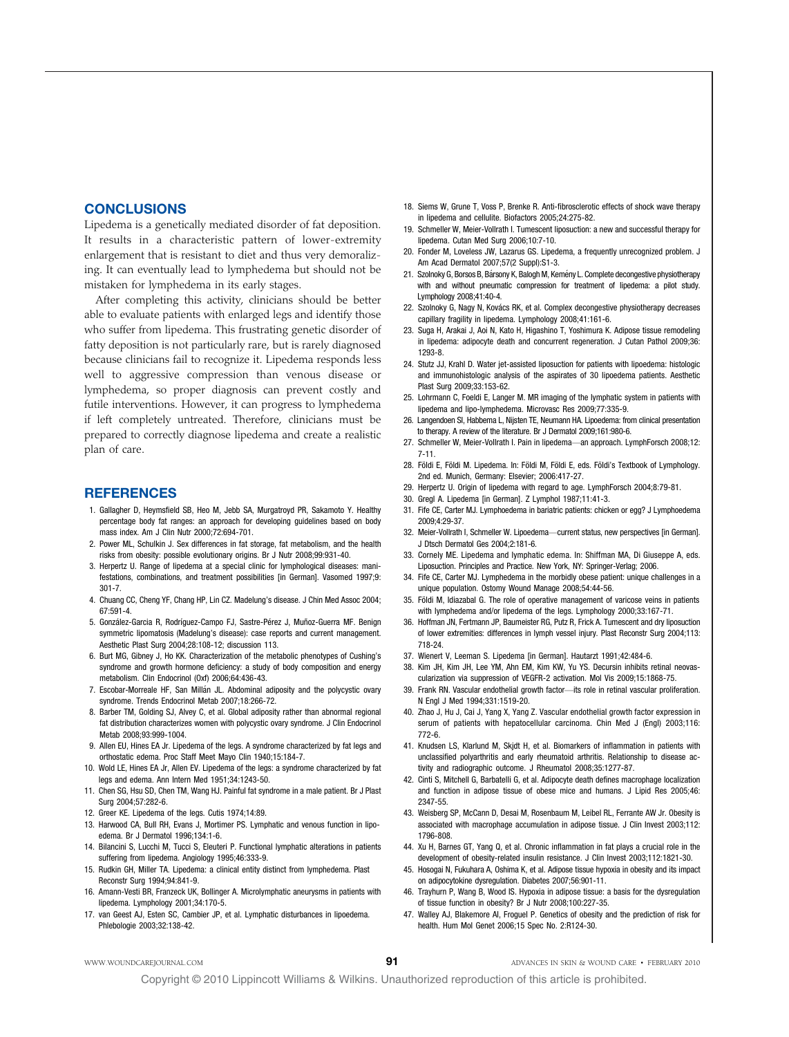## CONCLUSIONS

Lipedema is a genetically mediated disorder of fat deposition. It results in a characteristic pattern of lower-extremity enlargement that is resistant to diet and thus very demoralizing. It can eventually lead to lymphedema but should not be mistaken for lymphedema in its early stages.

After completing this activity, clinicians should be better able to evaluate patients with enlarged legs and identify those who suffer from lipedema. This frustrating genetic disorder of fatty deposition is not particularly rare, but is rarely diagnosed because clinicians fail to recognize it. Lipedema responds less well to aggressive compression than venous disease or lymphedema, so proper diagnosis can prevent costly and futile interventions. However, it can progress to lymphedema if left completely untreated. Therefore, clinicians must be prepared to correctly diagnose lipedema and create a realistic plan of care.

## REFERENCES

1. Gallagher D, Heymsfield SB, Heo M, Jebb SA, Murgatroyd PR, Sakamoto Y. Healthy percentage body fat ranges: an approach for developing guidelines based on body mass index. Am J Clin Nutr 2000;72:694-701.
2. Power ML, Schulkin J. Sex differences in fat storage, fat metabolism, and the health risks from obesity: possible evolutionary origins. Br J Nutr 2008;99:931-40.
3. Herpertz U. Range of lipedema at a special clinic for lymphological diseases: manifestations, combinations, and treatment possibilities [in German]. Vasomed 1997;9: 301-7.
4. Chuang CC, Cheng YF, Chang HP, Lin CZ. Madelung's disease. J Chin Med Assoc 2004; 67:591-4.
5. González-Garcia R, Rodríguez-Campo FJ, Sastre-Pérez J, Muñoz-Guerra MF. Benign symmetric lipomatosis (Madelung's disease): case reports and current management. Aesthetic Plast Surg 2004;28:108-12; discussion 113.
6. Burt MG, Gibney J, Ho KK. Characterization of the metabolic phenotypes of Cushing's syndrome and growth hormone deficiency: a study of body composition and energy metabolism. Clin Endocrinol (Oxf) 2006;64:436-43.
7. Escobar-Morreale HF, San Millán JL. Abdominal adiposity and the polycystic ovary syndrome. Trends Endocrinol Metab 2007;18:266-72.
8. Barber TM, Golding SJ, Alvey C, et al. Global adiposity rather than abnormal regional fat distribution characterizes women with polycystic ovary syndrome. J Clin Endocrinol Metab 2008;93:999-1004.
9. Allen EU, Hines EA Jr. Lipedema of the legs. A syndrome characterized by fat legs and orthostatic edema. Proc Staff Meet Mayo Clin 1940;15:184-7.
10. Wold LE, Hines EA Jr, Allen EV. Lipedema of the legs: a syndrome characterized by fat legs and edema. Ann Intern Med 1951;34:1243-50.
11. Chen SG, Hsu SD, Chen TM, Wang HJ. Painful fat syndrome in a male patient. Br J Plast Surg 2004;57:282-6.
12. Greer KE. Lipedema of the legs. Cutis 1974;14:89.
13. Harwood CA, Bull RH, Evans J, Mortimer PS. Lymphatic and venous function in lipoedema. Br J Dermatol 1996;134:1-6.
14. Bilancini S, Lucchi M, Tucci S, Eleuteri P. Functional lymphatic alterations in patients suffering from lipedema. Angiology 1995;46:333-9.
15. Rudkin GH, Miller TA. Lipedema: a clinical entity distinct from lymphedema. Plast Reconstr Surg 1994;94:841-9.
16. Amann-Vesti BR, Franzeck UK, Bollinger A. Microlymphatic aneurysms in patients with lipedema. Lymphology 2001;34:170-5.
17. van Geest AJ, Esten SC, Cambier JP, et al. Lymphatic disturbances in lipoedema. Phlebologie 2003;32:138-42.
18. Siems W, Grune T, Voss P, Brenke R. Anti-fibrosclerotic effects of shock wave therapy in lipedema and cellulite. Biofactors 2005;24:275-82.
19. Schmeller W, Meier-Vollrath I. Tumescent liposuction: a new and successful therapy for lipedema. Cutan Med Surg 2006;10:7-10.
20. Fonder M, Loveless JW, Lazarus GS. Lipedema, a frequently unrecognized problem. J Am Acad Dermatol 2007;57(2 Suppl):S1-3.
21. Szolnoky G, Borsos B, Bársony K, Balogh M, Kemény L. Complete decongestive physiotherapy with and without pneumatic compression for treatment of lipedema: a pilot study. Lymphology 2008;41:40-4.
22. Szolnoky G, Nagy N, Kovács RK, et al. Complex decongestive physiotherapy decreases capillary fragility in lipedema. Lymphology 2008;41:161-6.
23. Suga H, Arakai J, Aoi N, Kato H, Higashino T, Yoshimura K. Adipose tissue remodeling in lipedema: adipocyte death and concurrent regeneration. J Cutan Pathol 2009;36: 1293-8.
24. Stutz JJ, Krahl D. Water jet-assisted liposuction for patients with lipoedema: histologic and immunohistologic analysis of the aspirates of 30 lipoedema patients. Aesthetic Plast Surg 2009;33:153-62.
25. Lohrmann C, Foeldi E, Langer M. MR imaging of the lymphatic system in patients with lipedema and lipo-lymphedema. Microvasc Res 2009;77:335-9.
26. Langendoen SI, Habbema L, Nijsten TE, Neumann HA. Lipoedema: from clinical presentation to therapy. A review of the literature. Br J Dermatol 2009;161:980-6.
27. Schmeller W, Meier-Vollrath I. Pain in lipedema—an approach. LymphForsch 2008;12: 7-11.
28. Földi E, Földi M. Lipedema. In: Földi M, Földi E, eds. Földi's Textbook of Lymphology. 2nd ed. Munich, Germany: Elsevier; 2006:417-27.
29. Herpertz U. Origin of lipedema with regard to age. LymphForsch 2004;8:79-81.
30. Gregl A. Lipedema [in German]. Z Lymphol 1987;11:41-3.
31. Fife CE, Carter MJ. Lymphoedema in bariatric patients: chicken or egg? J Lymphoedema 2009;4:29-37.
32. Meier-Vollrath I, Schmeller W. Lipoedema—current status, new perspectives [in German]. J Dtsch Dermatol Ges 2004;2:181-6.
33. Cornely ME. Lipedema and lymphatic edema. In: Shiffman MA, Di Giuseppe A, eds. Liposuction. Principles and Practice. New York, NY: Springer-Verlag; 2006.
34. Fife CE, Carter MJ. Lymphedema in the morbidly obese patient: unique challenges in a unique population. Ostomy Wound Manage 2008;54:44-56.
35. Földi M, Idiazabal G. The role of operative management of varicose veins in patients with lymphedema and/or lipedema of the legs. Lymphology 2000;33:167-71.
36. Hoffman JN, Fertmann JP, Baumeister RG, Putz R, Frick A. Tumescent and dry liposuction of lower extremities: differences in lymph vessel injury. Plast Reconstr Surg 2004;113: 718-24.
37. Wienert V, Leeman S. Lipedema [in German]. Hautarzt 1991;42:484-6.
38. Kim JH, Kim JH, Lee YM, Ahn EM, Kim KW, Yu YS. Decursin inhibits retinal neovascularization via suppression of VEGFR-2 activation. Mol Vis 2009;15:1868-75.
39. Frank RN. Vascular endothelial growth factor—its role in retinal vascular proliferation. N Engl J Med 1994;331:1519-20.
40. Zhao J, Hu J, Cai J, Yang X, Yang Z. Vascular endothelial growth factor expression in serum of patients with hepatocellular carcinoma. Chin Med J (Engl) 2003;116: 772-6.
41. Knudsen LS, Klarlund M, Skjdt H, et al. Biomarkers of inflammation in patients with unclassified polyarthritis and early rheumatoid arthritis. Relationship to disease activity and radiographic outcome. J Rheumatol 2008;35:1277-87.
42. Cinti S, Mitchell G, Barbatelli G, et al. Adipocyte death defines macrophage localization and function in adipose tissue of obese mice and humans. J Lipid Res 2005;46: 2347-55.
43. Weisberg SP, McCann D, Desai M, Rosenbaum M, Leibel RL, Ferrante AW Jr. Obesity is associated with macrophage accumulation in adipose tissue. J Clin Invest 2003;112: 1796-808.
44. Xu H, Barnes GT, Yang Q, et al. Chronic inflammation in fat plays a crucial role in the development of obesity-related insulin resistance. J Clin Invest 2003;112:1821-30.
45. Hosogai N, Fukuhara A, Oshima K, et al. Adipose tissue hypoxia in obesity and its impact on adipocytokine dysregulation. Diabetes 2007;56:901-11.
46. Trayhurn P, Wang B, Wood IS. Hypoxia in adipose tissue: a basis for the dysregulation of tissue function in obesity? Br J Nutr 2008;100:227-35.
47. Walley AJ, Blakemore AI, Froguel P. Genetics of obesity and the prediction of risk for health. Hum Mol Genet 2006;15 Spec No. 2:R124-30.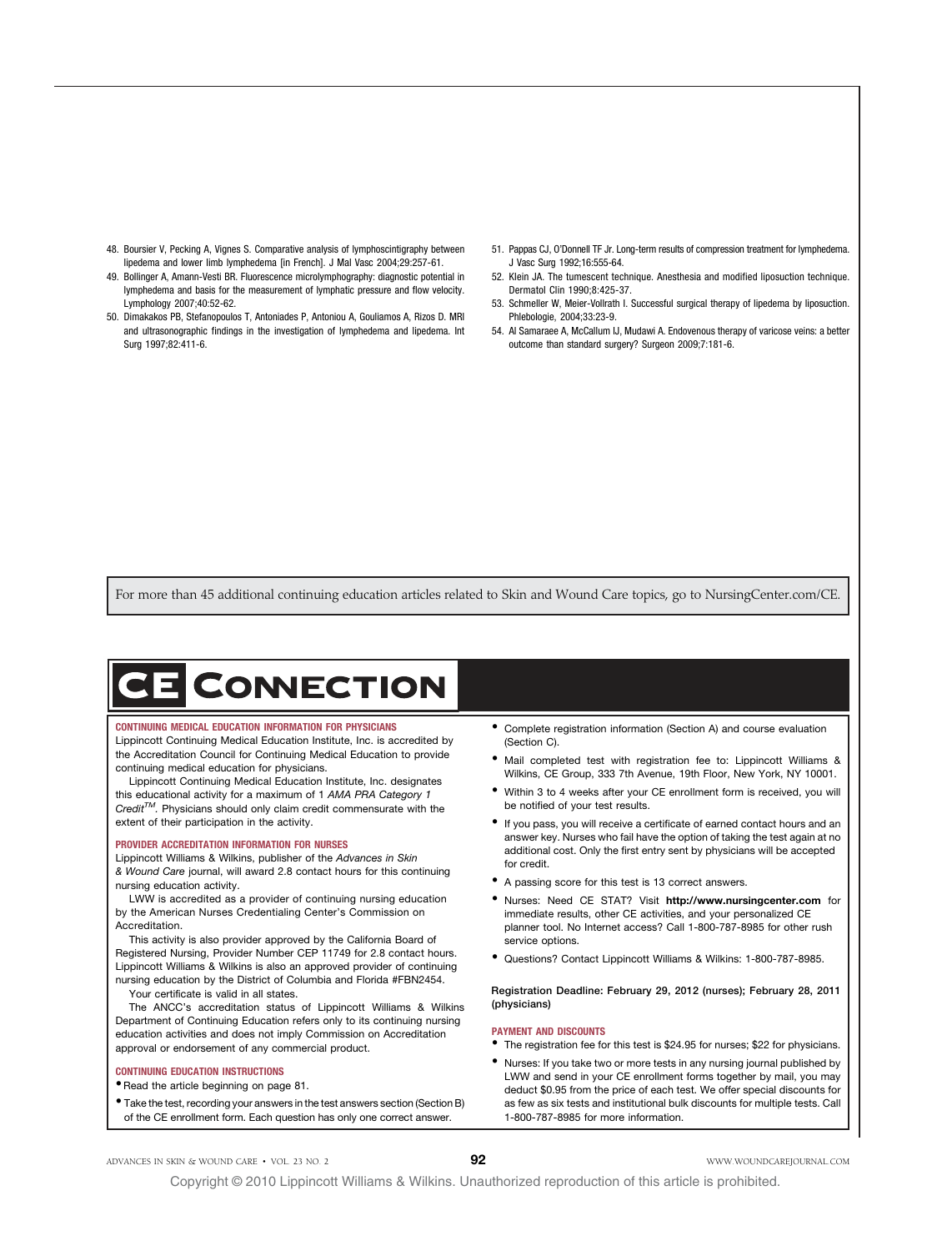48. Boursier V, Pecking A, Vignes S. Comparative analysis of lymphoscintigraphy between lipedema and lower limb lymphedema [in French]. J Mal Vasc 2004;29:257-61.
49. Bollinger A, Amann-Vesti BR. Fluorescence microlymphography: diagnostic potential in lymphedema and basis for the measurement of lymphatic pressure and flow velocity. Lymphology 2007;40:52-62.
50. Dimakakos PB, Stefanopoulos T, Antoniades P, Antoniou A, Gouliamos A, Rizos D. MRI and ultrasonographic findings in the investigation of lymphedema and lipedema. Int Surg 1997;82:411-6.
51. Pappas CJ, O'Donnell TF Jr. Long-term results of compression treatment for lymphedema. J Vasc Surg 1992;16:555-64.
52. Klein JA. The tumescent technique. Anesthesia and modified liposuction technique. Dermatol Clin 1990;8:425-37.
53. Schmeller W, Meier-Vollrath I. Successful surgical therapy of lipedema by liposuction. Phlebologie, 2004;33:23-9.
54. Al Samaraee A, McCallum IJ, Mudawi A. Endovenous therapy of varicose veins: a better outcome than standard surgery? Surgeon 2009;7:181-6.

For more than 45 additional continuing education articles related to Skin and Wound Care topics, go to NursingCenter.com/CE.

# CE Connection

### CONTINUING MEDICAL EDUCATION INFORMATION FOR PHYSICIANS

Lippincott Continuing Medical Education Institute, Inc. is accredited by the Accreditation Council for Continuing Medical Education to provide continuing medical education for physicians.

Lippincott Continuing Medical Education Institute, Inc. designates this educational activity for a maximum of 1 *AMA PRA Category 1 Credit*$^{TM}$. Physicians should only claim credit commensurate with the extent of their participation in the activity.

### PROVIDER ACCREDITATION INFORMATION FOR NURSES

Lippincott Williams & Wilkins, publisher of the *Advances in Skin & Wound Care* journal, will award 2.8 contact hours for this continuing nursing education activity.

LWW is accredited as a provider of continuing nursing education by the American Nurses Credentialing Center's Commission on Accreditation.

This activity is also provider approved by the California Board of Registered Nursing, Provider Number CEP 11749 for 2.8 contact hours. Lippincott Williams & Wilkins is also an approved provider of continuing nursing education by the District of Columbia and Florida #FBN2454.

Your certificate is valid in all states.

The ANCC's accreditation status of Lippincott Williams & Wilkins Department of Continuing Education refers only to its continuing nursing education activities and does not imply Commission on Accreditation approval or endorsement of any commercial product.

### CONTINUING EDUCATION INSTRUCTIONS

- Read the article beginning on page 81.
- Take the test, recording your answers in the test answers section (Section B) of the CE enrollment form. Each question has only one correct answer.
- Complete registration information (Section A) and course evaluation (Section C).
- Mail completed test with registration fee to: Lippincott Williams & Wilkins, CE Group, 333 7th Avenue, 19th Floor, New York, NY 10001.
- Within 3 to 4 weeks after your CE enrollment form is received, you will be notified of your test results.
- If you pass, you will receive a certificate of earned contact hours and an answer key. Nurses who fail have the option of taking the test again at no additional cost. Only the first entry sent by physicians will be accepted for credit.
- A passing score for this test is 13 correct answers.
- Nurses: Need CE STAT? Visit **http://www.nursingcenter.com** for immediate results, other CE activities, and your personalized CE planner tool. No Internet access? Call 1-800-787-8985 for other rush service options.
- Questions? Contact Lippincott Williams & Wilkins: 1-800-787-8985.

**Registration Deadline: February 29, 2012 (nurses); February 28, 2011 (physicians)**

### PAYMENT AND DISCOUNTS

- The registration fee for this test is $24.95 for nurses; $22 for physicians.
- Nurses: If you take two or more tests in any nursing journal published by LWW and send in your CE enrollment forms together by mail, you may deduct $0.95 from the price of each test. We offer special discounts for as few as six tests and institutional bulk discounts for multiple tests. Call 1-800-787-8985 for more information.

Copyright © 2010 Lippincott Williams & Wilkins. Unauthorized reproduction of this article is prohibited.